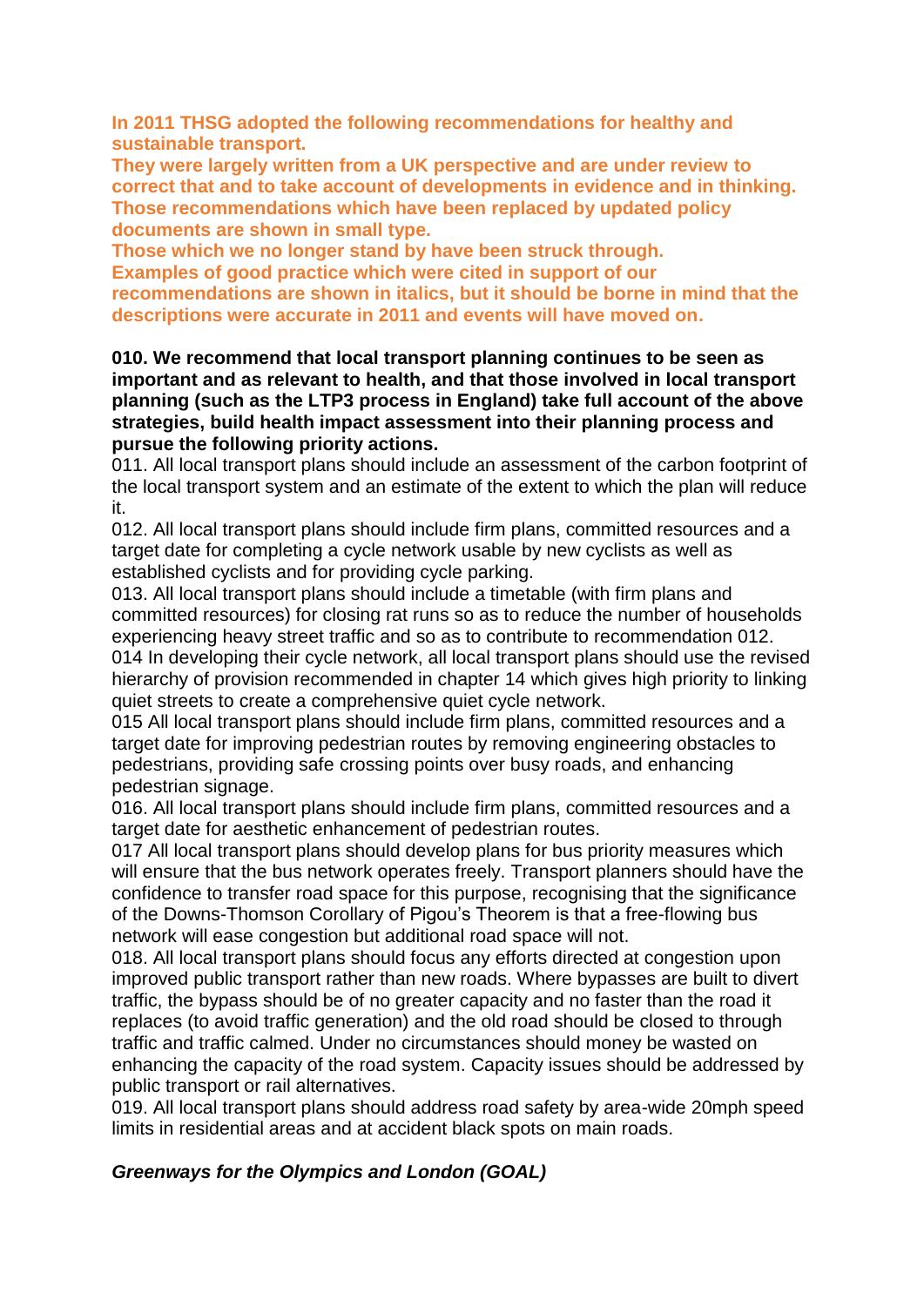**In 2011 THSG adopted the following recommendations for healthy and sustainable transport.**
**They were largely written from a UK perspective and are under review to correct that and to take account of developments in evidence and in thinking.**
**Those recommendations which have been replaced by updated policy documents are shown in small type.**
**Those which we no longer stand by have been struck through.**
**Examples of good practice which were cited in support of our recommendations are shown in italics, but it should be borne in mind that the descriptions were accurate in 2011 and events will have moved on.**

**010. We recommend that local transport planning continues to be seen as important and as relevant to health, and that those involved in local transport planning (such as the LTP3 process in England) take full account of the above strategies, build health impact assessment into their planning process and pursue the following priority actions.**

011. All local transport plans should include an assessment of the carbon footprint of the local transport system and an estimate of the extent to which the plan will reduce it.

012. All local transport plans should include firm plans, committed resources and a target date for completing a cycle network usable by new cyclists as well as established cyclists and for providing cycle parking.

013. All local transport plans should include a timetable (with firm plans and committed resources) for closing rat runs so as to reduce the number of households experiencing heavy street traffic and so as to contribute to recommendation 012.

014 In developing their cycle network, all local transport plans should use the revised hierarchy of provision recommended in chapter 14 which gives high priority to linking quiet streets to create a comprehensive quiet cycle network.

015 All local transport plans should include firm plans, committed resources and a target date for improving pedestrian routes by removing engineering obstacles to pedestrians, providing safe crossing points over busy roads, and enhancing pedestrian signage.

016. All local transport plans should include firm plans, committed resources and a target date for aesthetic enhancement of pedestrian routes.

017 All local transport plans should develop plans for bus priority measures which will ensure that the bus network operates freely. Transport planners should have the confidence to transfer road space for this purpose, recognising that the significance of the Downs-Thomson Corollary of Pigou's Theorem is that a free-flowing bus network will ease congestion but additional road space will not.

018. All local transport plans should focus any efforts directed at congestion upon improved public transport rather than new roads. Where bypasses are built to divert traffic, the bypass should be of no greater capacity and no faster than the road it replaces (to avoid traffic generation) and the old road should be closed to through traffic and traffic calmed. Under no circumstances should money be wasted on enhancing the capacity of the road system. Capacity issues should be addressed by public transport or rail alternatives.

019. All local transport plans should address road safety by area-wide 20mph speed limits in residential areas and at accident black spots on main roads.

***Greenways for the Olympics and London (GOAL)***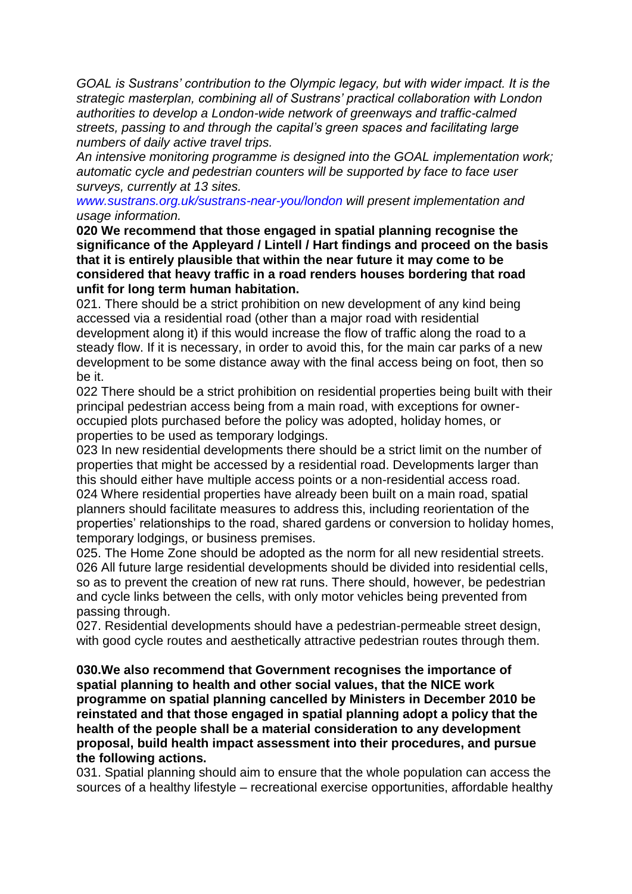*GOAL is Sustrans' contribution to the Olympic legacy, but with wider impact. It is the strategic masterplan, combining all of Sustrans' practical collaboration with London authorities to develop a London-wide network of greenways and traffic-calmed streets, passing to and through the capital's green spaces and facilitating large numbers of daily active travel trips.*

*An intensive monitoring programme is designed into the GOAL implementation work; automatic cycle and pedestrian counters will be supported by face to face user surveys, currently at 13 sites.*

*www.sustrans.org.uk/sustrans-near-you/london will present implementation and usage information.*

**020 We recommend that those engaged in spatial planning recognise the significance of the Appleyard / Lintell / Hart findings and proceed on the basis that it is entirely plausible that within the near future it may come to be considered that heavy traffic in a road renders houses bordering that road unfit for long term human habitation.**

021. There should be a strict prohibition on new development of any kind being accessed via a residential road (other than a major road with residential development along it) if this would increase the flow of traffic along the road to a steady flow. If it is necessary, in order to avoid this, for the main car parks of a new development to be some distance away with the final access being on foot, then so be it.

022 There should be a strict prohibition on residential properties being built with their principal pedestrian access being from a main road, with exceptions for owner-occupied plots purchased before the policy was adopted, holiday homes, or properties to be used as temporary lodgings.

023 In new residential developments there should be a strict limit on the number of properties that might be accessed by a residential road. Developments larger than this should either have multiple access points or a non-residential access road.

024 Where residential properties have already been built on a main road, spatial planners should facilitate measures to address this, including reorientation of the properties' relationships to the road, shared gardens or conversion to holiday homes, temporary lodgings, or business premises.

025. The Home Zone should be adopted as the norm for all new residential streets.

026 All future large residential developments should be divided into residential cells, so as to prevent the creation of new rat runs. There should, however, be pedestrian and cycle links between the cells, with only motor vehicles being prevented from passing through.

027. Residential developments should have a pedestrian-permeable street design, with good cycle routes and aesthetically attractive pedestrian routes through them.

**030.We also recommend that Government recognises the importance of spatial planning to health and other social values, that the NICE work programme on spatial planning cancelled by Ministers in December 2010 be reinstated and that those engaged in spatial planning adopt a policy that the health of the people shall be a material consideration to any development proposal, build health impact assessment into their procedures, and pursue the following actions.**

031. Spatial planning should aim to ensure that the whole population can access the sources of a healthy lifestyle – recreational exercise opportunities, affordable healthy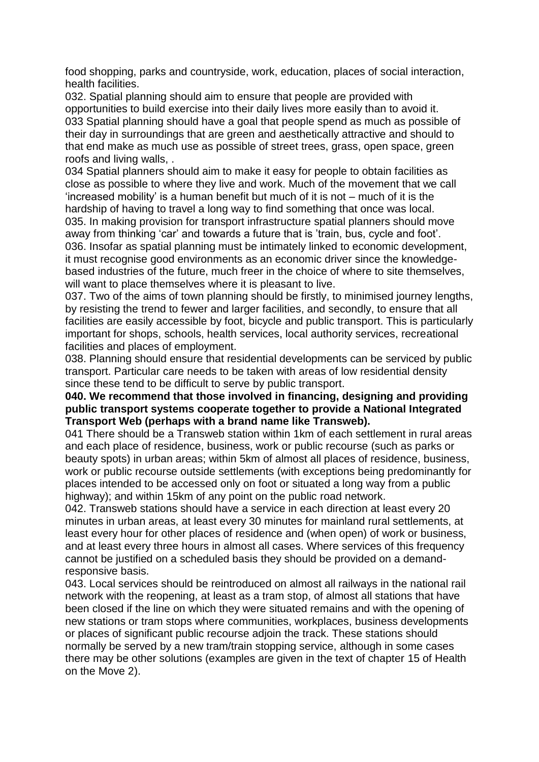food shopping, parks and countryside, work, education, places of social interaction, health facilities.

032. Spatial planning should aim to ensure that people are provided with opportunities to build exercise into their daily lives more easily than to avoid it.

033 Spatial planning should have a goal that people spend as much as possible of their day in surroundings that are green and aesthetically attractive and should to that end make as much use as possible of street trees, grass, open space, green roofs and living walls, .

034 Spatial planners should aim to make it easy for people to obtain facilities as close as possible to where they live and work. Much of the movement that we call 'increased mobility' is a human benefit but much of it is not – much of it is the hardship of having to travel a long way to find something that once was local.

035. In making provision for transport infrastructure spatial planners should move away from thinking 'car' and towards a future that is 'train, bus, cycle and foot'.

036. Insofar as spatial planning must be intimately linked to economic development, it must recognise good environments as an economic driver since the knowledge-based industries of the future, much freer in the choice of where to site themselves, will want to place themselves where it is pleasant to live.

037. Two of the aims of town planning should be firstly, to minimised journey lengths, by resisting the trend to fewer and larger facilities, and secondly, to ensure that all facilities are easily accessible by foot, bicycle and public transport. This is particularly important for shops, schools, health services, local authority services, recreational facilities and places of employment.

038. Planning should ensure that residential developments can be serviced by public transport. Particular care needs to be taken with areas of low residential density since these tend to be difficult to serve by public transport.

**040. We recommend that those involved in financing, designing and providing public transport systems cooperate together to provide a National Integrated Transport Web (perhaps with a brand name like Transweb).**

041 There should be a Transweb station within 1km of each settlement in rural areas and each place of residence, business, work or public recourse (such as parks or beauty spots) in urban areas; within 5km of almost all places of residence, business, work or public recourse outside settlements (with exceptions being predominantly for places intended to be accessed only on foot or situated a long way from a public highway); and within 15km of any point on the public road network.

042. Transweb stations should have a service in each direction at least every 20 minutes in urban areas, at least every 30 minutes for mainland rural settlements, at least every hour for other places of residence and (when open) of work or business, and at least every three hours in almost all cases. Where services of this frequency cannot be justified on a scheduled basis they should be provided on a demand-responsive basis.

043. Local services should be reintroduced on almost all railways in the national rail network with the reopening, at least as a tram stop, of almost all stations that have been closed if the line on which they were situated remains and with the opening of new stations or tram stops where communities, workplaces, business developments or places of significant public recourse adjoin the track. These stations should normally be served by a new tram/train stopping service, although in some cases there may be other solutions (examples are given in the text of chapter 15 of Health on the Move 2).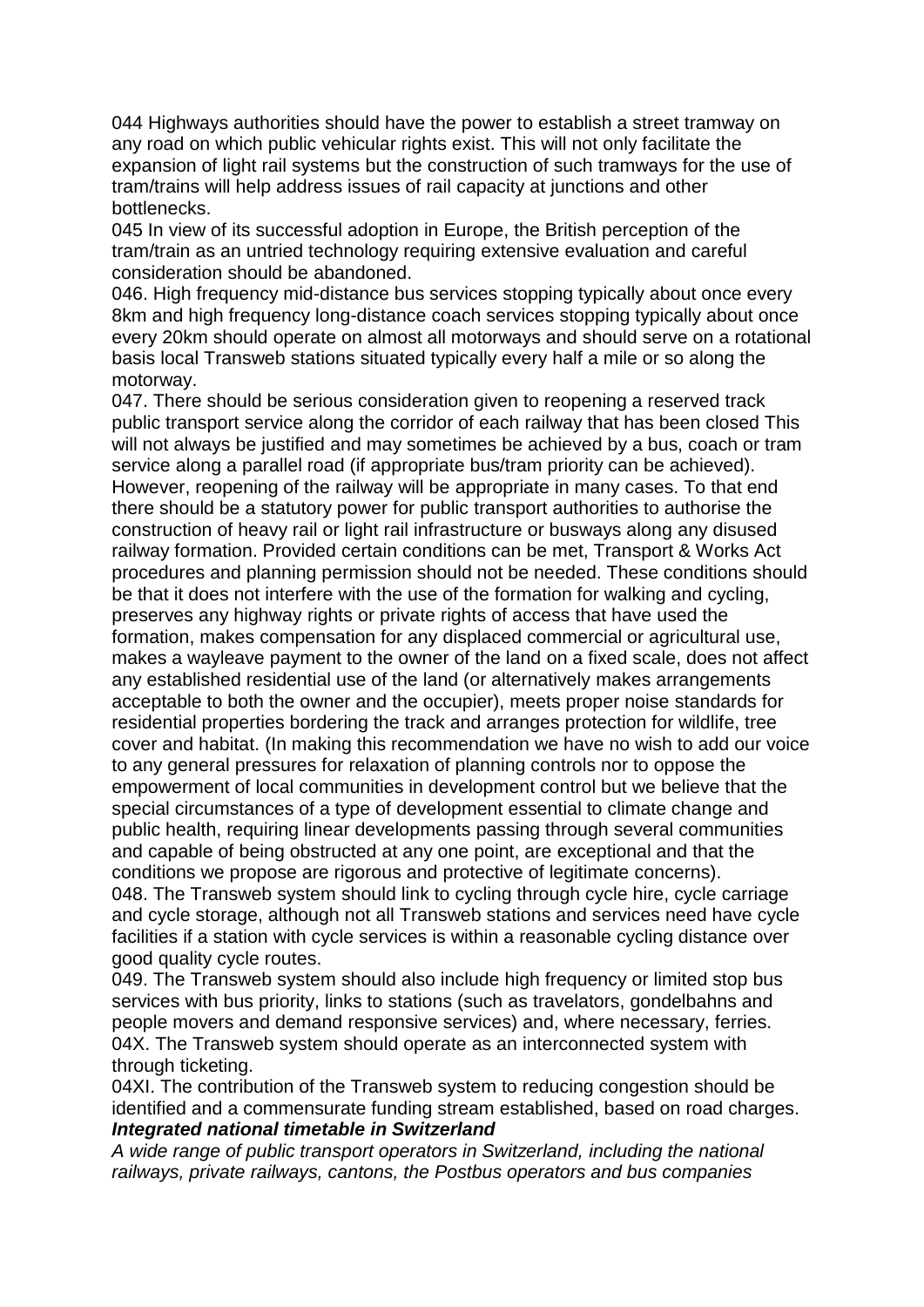044 Highways authorities should have the power to establish a street tramway on any road on which public vehicular rights exist. This will not only facilitate the expansion of light rail systems but the construction of such tramways for the use of tram/trains will help address issues of rail capacity at junctions and other bottlenecks.

045 In view of its successful adoption in Europe, the British perception of the tram/train as an untried technology requiring extensive evaluation and careful consideration should be abandoned.

046. High frequency mid-distance bus services stopping typically about once every 8km and high frequency long-distance coach services stopping typically about once every 20km should operate on almost all motorways and should serve on a rotational basis local Transweb stations situated typically every half a mile or so along the motorway.

047. There should be serious consideration given to reopening a reserved track public transport service along the corridor of each railway that has been closed This will not always be justified and may sometimes be achieved by a bus, coach or tram service along a parallel road (if appropriate bus/tram priority can be achieved). However, reopening of the railway will be appropriate in many cases. To that end there should be a statutory power for public transport authorities to authorise the construction of heavy rail or light rail infrastructure or busways along any disused railway formation. Provided certain conditions can be met, Transport & Works Act procedures and planning permission should not be needed. These conditions should be that it does not interfere with the use of the formation for walking and cycling, preserves any highway rights or private rights of access that have used the formation, makes compensation for any displaced commercial or agricultural use, makes a wayleave payment to the owner of the land on a fixed scale, does not affect any established residential use of the land (or alternatively makes arrangements acceptable to both the owner and the occupier), meets proper noise standards for residential properties bordering the track and arranges protection for wildlife, tree cover and habitat. (In making this recommendation we have no wish to add our voice to any general pressures for relaxation of planning controls nor to oppose the empowerment of local communities in development control but we believe that the special circumstances of a type of development essential to climate change and public health, requiring linear developments passing through several communities and capable of being obstructed at any one point, are exceptional and that the conditions we propose are rigorous and protective of legitimate concerns).

048. The Transweb system should link to cycling through cycle hire, cycle carriage and cycle storage, although not all Transweb stations and services need have cycle facilities if a station with cycle services is within a reasonable cycling distance over good quality cycle routes.

049. The Transweb system should also include high frequency or limited stop bus services with bus priority, links to stations (such as travelators, gondelbahns and people movers and demand responsive services) and, where necessary, ferries.

04X. The Transweb system should operate as an interconnected system with through ticketing.

04XI. The contribution of the Transweb system to reducing congestion should be identified and a commensurate funding stream established, based on road charges.

***Integrated national timetable in Switzerland***

*A wide range of public transport operators in Switzerland, including the national railways, private railways, cantons, the Postbus operators and bus companies*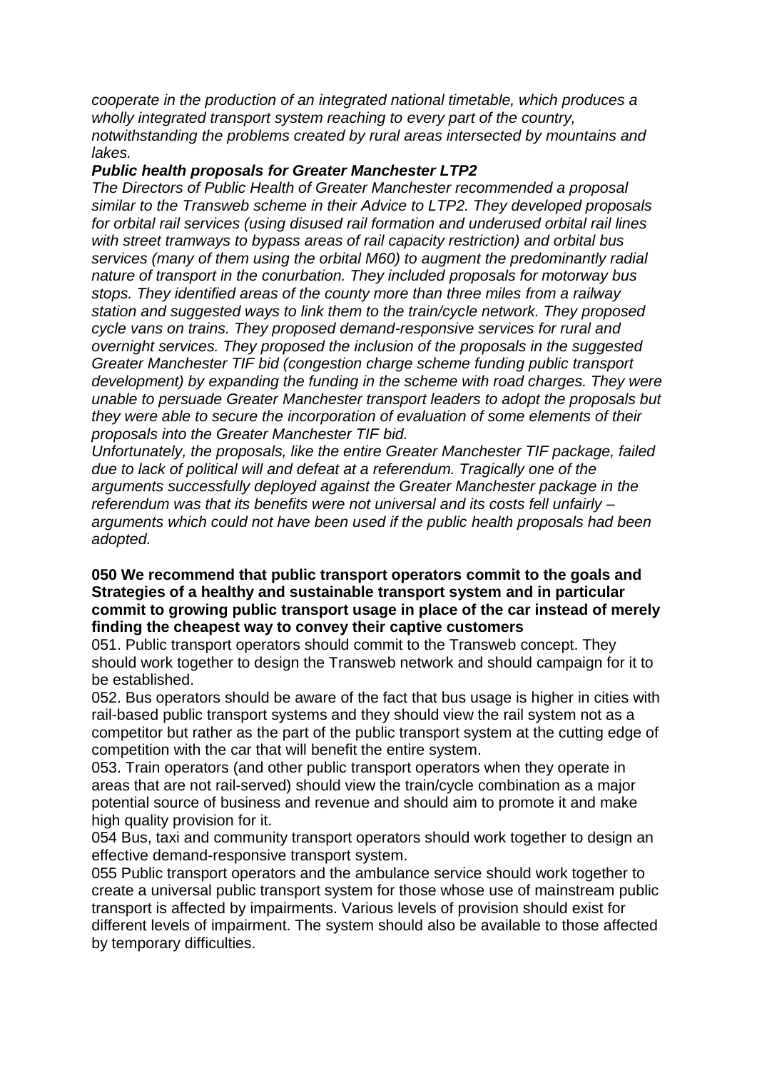*cooperate in the production of an integrated national timetable, which produces a wholly integrated transport system reaching to every part of the country, notwithstanding the problems created by rural areas intersected by mountains and lakes.*

***Public health proposals for Greater Manchester LTP2***

*The Directors of Public Health of Greater Manchester recommended a proposal similar to the Transweb scheme in their Advice to LTP2. They developed proposals for orbital rail services (using disused rail formation and underused orbital rail lines with street tramways to bypass areas of rail capacity restriction) and orbital bus services (many of them using the orbital M60) to augment the predominantly radial nature of transport in the conurbation. They included proposals for motorway bus stops. They identified areas of the county more than three miles from a railway station and suggested ways to link them to the train/cycle network. They proposed cycle vans on trains. They proposed demand-responsive services for rural and overnight services. They proposed the inclusion of the proposals in the suggested Greater Manchester TIF bid (congestion charge scheme funding public transport development) by expanding the funding in the scheme with road charges. They were unable to persuade Greater Manchester transport leaders to adopt the proposals but they were able to secure the incorporation of evaluation of some elements of their proposals into the Greater Manchester TIF bid.*

*Unfortunately, the proposals, like the entire Greater Manchester TIF package, failed due to lack of political will and defeat at a referendum. Tragically one of the arguments successfully deployed against the Greater Manchester package in the referendum was that its benefits were not universal and its costs fell unfairly – arguments which could not have been used if the public health proposals had been adopted.*

**050 We recommend that public transport operators commit to the goals and Strategies of a healthy and sustainable transport system and in particular commit to growing public transport usage in place of the car instead of merely finding the cheapest way to convey their captive customers**

051. Public transport operators should commit to the Transweb concept. They should work together to design the Transweb network and should campaign for it to be established.

052. Bus operators should be aware of the fact that bus usage is higher in cities with rail-based public transport systems and they should view the rail system not as a competitor but rather as the part of the public transport system at the cutting edge of competition with the car that will benefit the entire system.

053. Train operators (and other public transport operators when they operate in areas that are not rail-served) should view the train/cycle combination as a major potential source of business and revenue and should aim to promote it and make high quality provision for it.

054 Bus, taxi and community transport operators should work together to design an effective demand-responsive transport system.

055 Public transport operators and the ambulance service should work together to create a universal public transport system for those whose use of mainstream public transport is affected by impairments. Various levels of provision should exist for different levels of impairment. The system should also be available to those affected by temporary difficulties.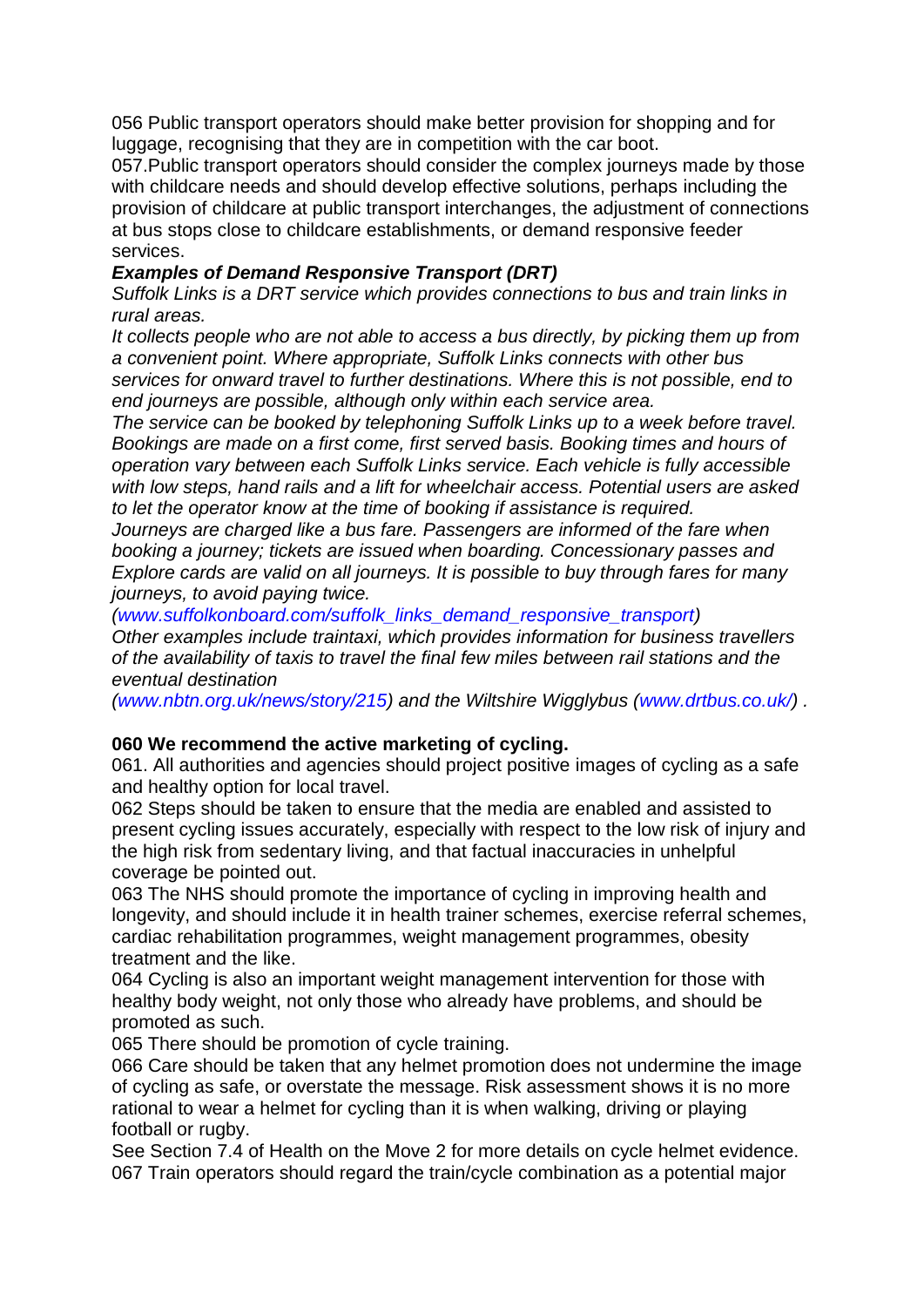056 Public transport operators should make better provision for shopping and for luggage, recognising that they are in competition with the car boot.

057.Public transport operators should consider the complex journeys made by those with childcare needs and should develop effective solutions, perhaps including the provision of childcare at public transport interchanges, the adjustment of connections at bus stops close to childcare establishments, or demand responsive feeder services.

***Examples of Demand Responsive Transport (DRT)***

*Suffolk Links is a DRT service which provides connections to bus and train links in rural areas.*

*It collects people who are not able to access a bus directly, by picking them up from a convenient point. Where appropriate, Suffolk Links connects with other bus services for onward travel to further destinations. Where this is not possible, end to end journeys are possible, although only within each service area.*

*The service can be booked by telephoning Suffolk Links up to a week before travel. Bookings are made on a first come, first served basis. Booking times and hours of operation vary between each Suffolk Links service. Each vehicle is fully accessible with low steps, hand rails and a lift for wheelchair access. Potential users are asked to let the operator know at the time of booking if assistance is required.*

*Journeys are charged like a bus fare. Passengers are informed of the fare when booking a journey; tickets are issued when boarding. Concessionary passes and Explore cards are valid on all journeys. It is possible to buy through fares for many journeys, to avoid paying twice.*

*(www.suffolkonboard.com/suffolk_links_demand_responsive_transport)*

*Other examples include traintaxi, which provides information for business travellers of the availability of taxis to travel the final few miles between rail stations and the eventual destination (www.nbtn.org.uk/news/story/215) and the Wiltshire Wigglybus (www.drtbus.co.uk/) .*

**060 We recommend the active marketing of cycling.**

061. All authorities and agencies should project positive images of cycling as a safe and healthy option for local travel.

062 Steps should be taken to ensure that the media are enabled and assisted to present cycling issues accurately, especially with respect to the low risk of injury and the high risk from sedentary living, and that factual inaccuracies in unhelpful coverage be pointed out.

063 The NHS should promote the importance of cycling in improving health and longevity, and should include it in health trainer schemes, exercise referral schemes, cardiac rehabilitation programmes, weight management programmes, obesity treatment and the like.

064 Cycling is also an important weight management intervention for those with healthy body weight, not only those who already have problems, and should be promoted as such.

065 There should be promotion of cycle training.

066 Care should be taken that any helmet promotion does not undermine the image of cycling as safe, or overstate the message. Risk assessment shows it is no more rational to wear a helmet for cycling than it is when walking, driving or playing football or rugby.

See Section 7.4 of Health on the Move 2 for more details on cycle helmet evidence.

067 Train operators should regard the train/cycle combination as a potential major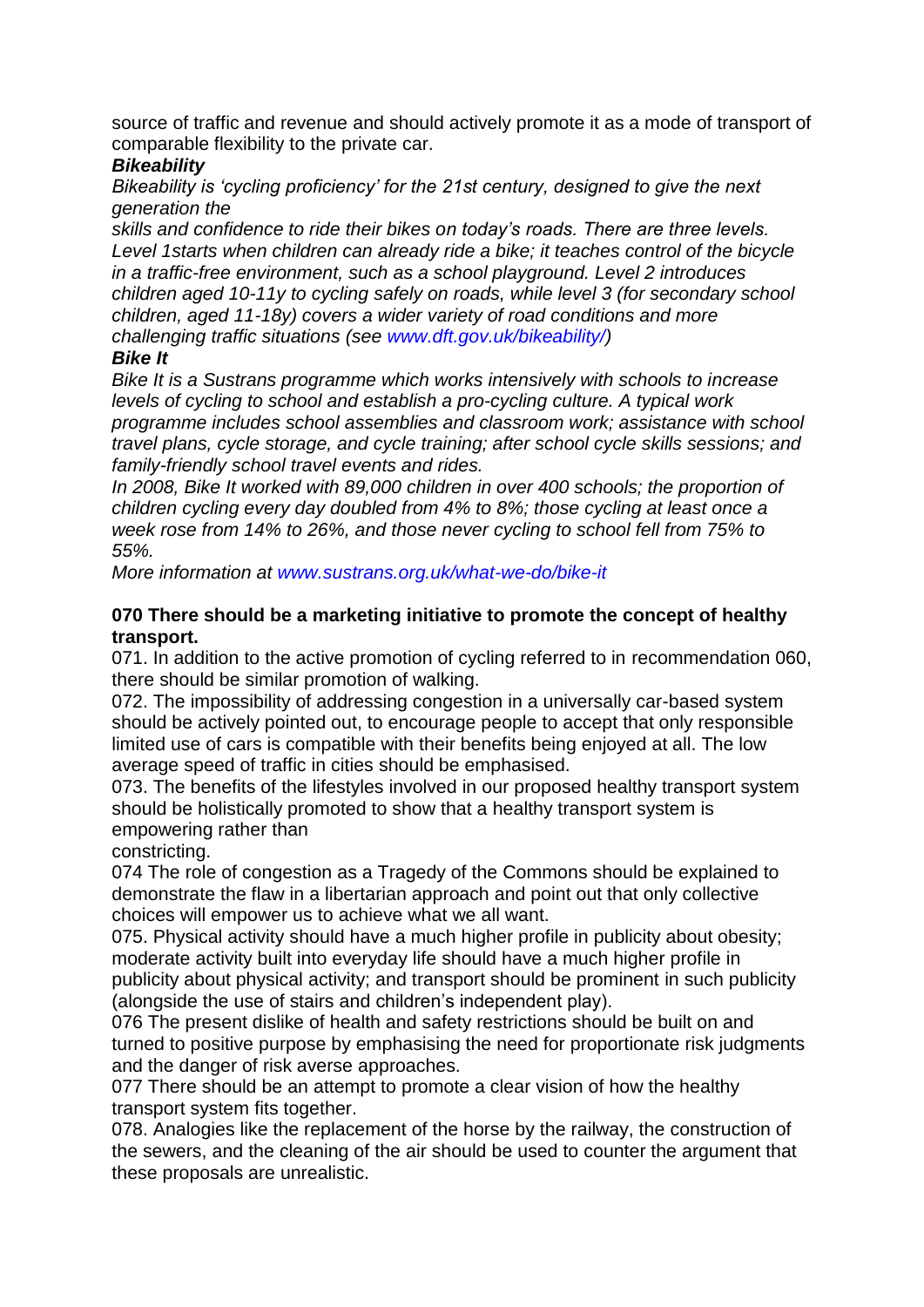source of traffic and revenue and should actively promote it as a mode of transport of comparable flexibility to the private car.

***Bikeability***

*Bikeability is 'cycling proficiency' for the 21st century, designed to give the next generation the skills and confidence to ride their bikes on today's roads. There are three levels. Level 1starts when children can already ride a bike; it teaches control of the bicycle in a traffic-free environment, such as a school playground. Level 2 introduces children aged 10-11y to cycling safely on roads, while level 3 (for secondary school children, aged 11-18y) covers a wider variety of road conditions and more challenging traffic situations (see www.dft.gov.uk/bikeability/)*

***Bike It***

*Bike It is a Sustrans programme which works intensively with schools to increase levels of cycling to school and establish a pro-cycling culture. A typical work programme includes school assemblies and classroom work; assistance with school travel plans, cycle storage, and cycle training; after school cycle skills sessions; and family-friendly school travel events and rides.*

*In 2008, Bike It worked with 89,000 children in over 400 schools; the proportion of children cycling every day doubled from 4% to 8%; those cycling at least once a week rose from 14% to 26%, and those never cycling to school fell from 75% to 55%.*

*More information at www.sustrans.org.uk/what-we-do/bike-it*

**070 There should be a marketing initiative to promote the concept of healthy transport.**

071. In addition to the active promotion of cycling referred to in recommendation 060, there should be similar promotion of walking.

072. The impossibility of addressing congestion in a universally car-based system should be actively pointed out, to encourage people to accept that only responsible limited use of cars is compatible with their benefits being enjoyed at all. The low average speed of traffic in cities should be emphasised.

073. The benefits of the lifestyles involved in our proposed healthy transport system should be holistically promoted to show that a healthy transport system is empowering rather than constricting.

074 The role of congestion as a Tragedy of the Commons should be explained to demonstrate the flaw in a libertarian approach and point out that only collective choices will empower us to achieve what we all want.

075. Physical activity should have a much higher profile in publicity about obesity; moderate activity built into everyday life should have a much higher profile in publicity about physical activity; and transport should be prominent in such publicity (alongside the use of stairs and children's independent play).

076 The present dislike of health and safety restrictions should be built on and turned to positive purpose by emphasising the need for proportionate risk judgments and the danger of risk averse approaches.

077 There should be an attempt to promote a clear vision of how the healthy transport system fits together.

078. Analogies like the replacement of the horse by the railway, the construction of the sewers, and the cleaning of the air should be used to counter the argument that these proposals are unrealistic.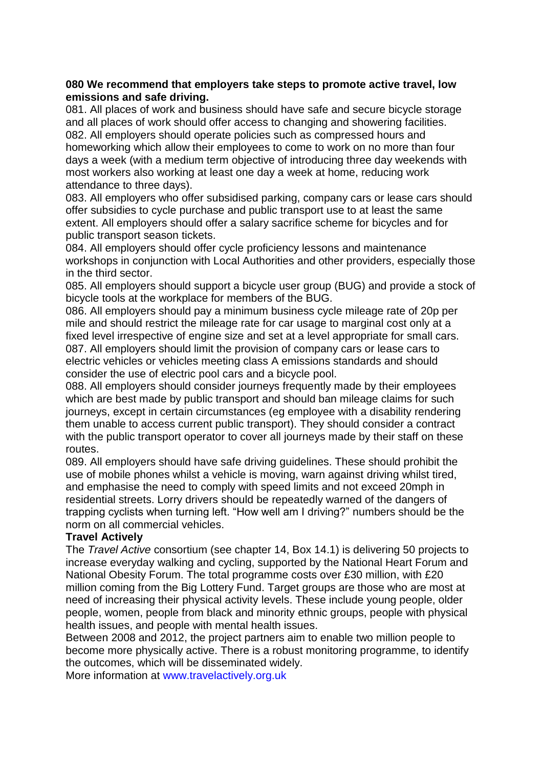**080 We recommend that employers take steps to promote active travel, low emissions and safe driving.**

081. All places of work and business should have safe and secure bicycle storage and all places of work should offer access to changing and showering facilities.

082. All employers should operate policies such as compressed hours and homeworking which allow their employees to come to work on no more than four days a week (with a medium term objective of introducing three day weekends with most workers also working at least one day a week at home, reducing work attendance to three days).

083. All employers who offer subsidised parking, company cars or lease cars should offer subsidies to cycle purchase and public transport use to at least the same extent. All employers should offer a salary sacrifice scheme for bicycles and for public transport season tickets.

084. All employers should offer cycle proficiency lessons and maintenance workshops in conjunction with Local Authorities and other providers, especially those in the third sector.

085. All employers should support a bicycle user group (BUG) and provide a stock of bicycle tools at the workplace for members of the BUG.

086. All employers should pay a minimum business cycle mileage rate of 20p per mile and should restrict the mileage rate for car usage to marginal cost only at a fixed level irrespective of engine size and set at a level appropriate for small cars.

087. All employers should limit the provision of company cars or lease cars to electric vehicles or vehicles meeting class A emissions standards and should consider the use of electric pool cars and a bicycle pool.

088. All employers should consider journeys frequently made by their employees which are best made by public transport and should ban mileage claims for such journeys, except in certain circumstances (eg employee with a disability rendering them unable to access current public transport). They should consider a contract with the public transport operator to cover all journeys made by their staff on these routes.

089. All employers should have safe driving guidelines. These should prohibit the use of mobile phones whilst a vehicle is moving, warn against driving whilst tired, and emphasise the need to comply with speed limits and not exceed 20mph in residential streets. Lorry drivers should be repeatedly warned of the dangers of trapping cyclists when turning left. "How well am I driving?" numbers should be the norm on all commercial vehicles.

**Travel Actively**

The *Travel Active* consortium (see chapter 14, Box 14.1) is delivering 50 projects to increase everyday walking and cycling, supported by the National Heart Forum and National Obesity Forum. The total programme costs over £30 million, with £20 million coming from the Big Lottery Fund. Target groups are those who are most at need of increasing their physical activity levels. These include young people, older people, women, people from black and minority ethnic groups, people with physical health issues, and people with mental health issues.

Between 2008 and 2012, the project partners aim to enable two million people to become more physically active. There is a robust monitoring programme, to identify the outcomes, which will be disseminated widely.

More information at www.travelactively.org.uk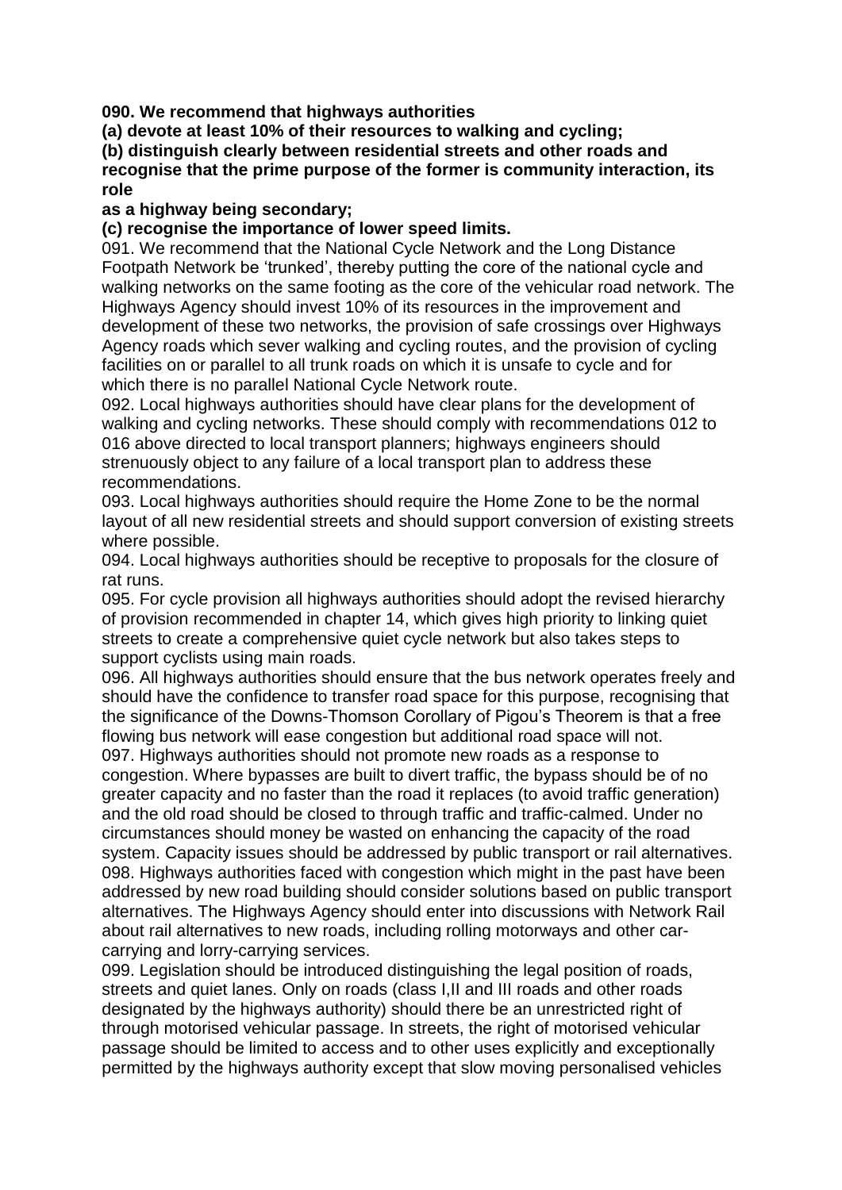**090. We recommend that highways authorities**
**(a) devote at least 10% of their resources to walking and cycling;**
**(b) distinguish clearly between residential streets and other roads and recognise that the prime purpose of the former is community interaction, its role as a highway being secondary;**
**(c) recognise the importance of lower speed limits.**

091. We recommend that the National Cycle Network and the Long Distance Footpath Network be 'trunked', thereby putting the core of the national cycle and walking networks on the same footing as the core of the vehicular road network. The Highways Agency should invest 10% of its resources in the improvement and development of these two networks, the provision of safe crossings over Highways Agency roads which sever walking and cycling routes, and the provision of cycling facilities on or parallel to all trunk roads on which it is unsafe to cycle and for which there is no parallel National Cycle Network route.

092. Local highways authorities should have clear plans for the development of walking and cycling networks. These should comply with recommendations 012 to 016 above directed to local transport planners; highways engineers should strenuously object to any failure of a local transport plan to address these recommendations.

093. Local highways authorities should require the Home Zone to be the normal layout of all new residential streets and should support conversion of existing streets where possible.

094. Local highways authorities should be receptive to proposals for the closure of rat runs.

095. For cycle provision all highways authorities should adopt the revised hierarchy of provision recommended in chapter 14, which gives high priority to linking quiet streets to create a comprehensive quiet cycle network but also takes steps to support cyclists using main roads.

096. All highways authorities should ensure that the bus network operates freely and should have the confidence to transfer road space for this purpose, recognising that the significance of the Downs-Thomson Corollary of Pigou's Theorem is that a free flowing bus network will ease congestion but additional road space will not.

097. Highways authorities should not promote new roads as a response to congestion. Where bypasses are built to divert traffic, the bypass should be of no greater capacity and no faster than the road it replaces (to avoid traffic generation) and the old road should be closed to through traffic and traffic-calmed. Under no circumstances should money be wasted on enhancing the capacity of the road system. Capacity issues should be addressed by public transport or rail alternatives.

098. Highways authorities faced with congestion which might in the past have been addressed by new road building should consider solutions based on public transport alternatives. The Highways Agency should enter into discussions with Network Rail about rail alternatives to new roads, including rolling motorways and other car-carrying and lorry-carrying services.

099. Legislation should be introduced distinguishing the legal position of roads, streets and quiet lanes. Only on roads (class I,II and III roads and other roads designated by the highways authority) should there be an unrestricted right of through motorised vehicular passage. In streets, the right of motorised vehicular passage should be limited to access and to other uses explicitly and exceptionally permitted by the highways authority except that slow moving personalised vehicles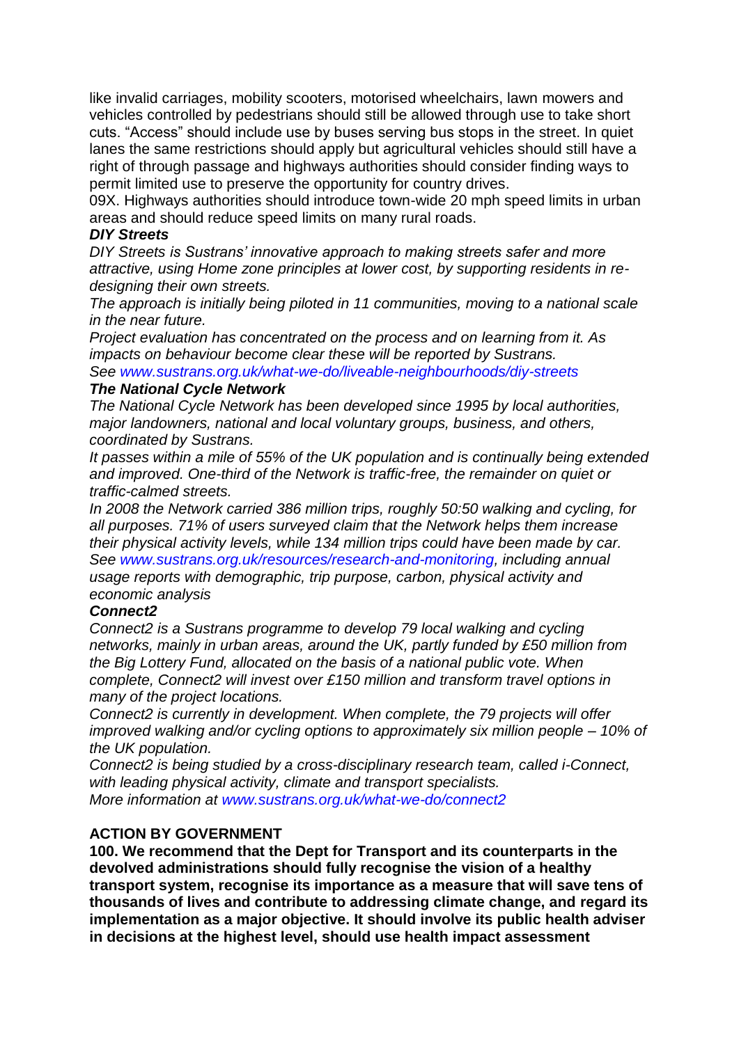like invalid carriages, mobility scooters, motorised wheelchairs, lawn mowers and vehicles controlled by pedestrians should still be allowed through use to take short cuts. "Access" should include use by buses serving bus stops in the street. In quiet lanes the same restrictions should apply but agricultural vehicles should still have a right of through passage and highways authorities should consider finding ways to permit limited use to preserve the opportunity for country drives.

09X. Highways authorities should introduce town-wide 20 mph speed limits in urban areas and should reduce speed limits on many rural roads.

***DIY Streets***

*DIY Streets is Sustrans' innovative approach to making streets safer and more attractive, using Home zone principles at lower cost, by supporting residents in re-designing their own streets.*

*The approach is initially being piloted in 11 communities, moving to a national scale in the near future.*

*Project evaluation has concentrated on the process and on learning from it. As impacts on behaviour become clear these will be reported by Sustrans.*

*See www.sustrans.org.uk/what-we-do/liveable-neighbourhoods/diy-streets*

***The National Cycle Network***

*The National Cycle Network has been developed since 1995 by local authorities, major landowners, national and local voluntary groups, business, and others, coordinated by Sustrans.*

*It passes within a mile of 55% of the UK population and is continually being extended and improved. One-third of the Network is traffic-free, the remainder on quiet or traffic-calmed streets.*

*In 2008 the Network carried 386 million trips, roughly 50:50 walking and cycling, for all purposes. 71% of users surveyed claim that the Network helps them increase their physical activity levels, while 134 million trips could have been made by car.*

*See www.sustrans.org.uk/resources/research-and-monitoring, including annual usage reports with demographic, trip purpose, carbon, physical activity and economic analysis*

***Connect2***

*Connect2 is a Sustrans programme to develop 79 local walking and cycling networks, mainly in urban areas, around the UK, partly funded by £50 million from the Big Lottery Fund, allocated on the basis of a national public vote. When complete, Connect2 will invest over £150 million and transform travel options in many of the project locations.*

*Connect2 is currently in development. When complete, the 79 projects will offer improved walking and/or cycling options to approximately six million people – 10% of the UK population.*

*Connect2 is being studied by a cross-disciplinary research team, called i-Connect, with leading physical activity, climate and transport specialists.*

*More information at www.sustrans.org.uk/what-we-do/connect2*

**ACTION BY GOVERNMENT**

**100. We recommend that the Dept for Transport and its counterparts in the devolved administrations should fully recognise the vision of a healthy transport system, recognise its importance as a measure that will save tens of thousands of lives and contribute to addressing climate change, and regard its implementation as a major objective. It should involve its public health adviser in decisions at the highest level, should use health impact assessment**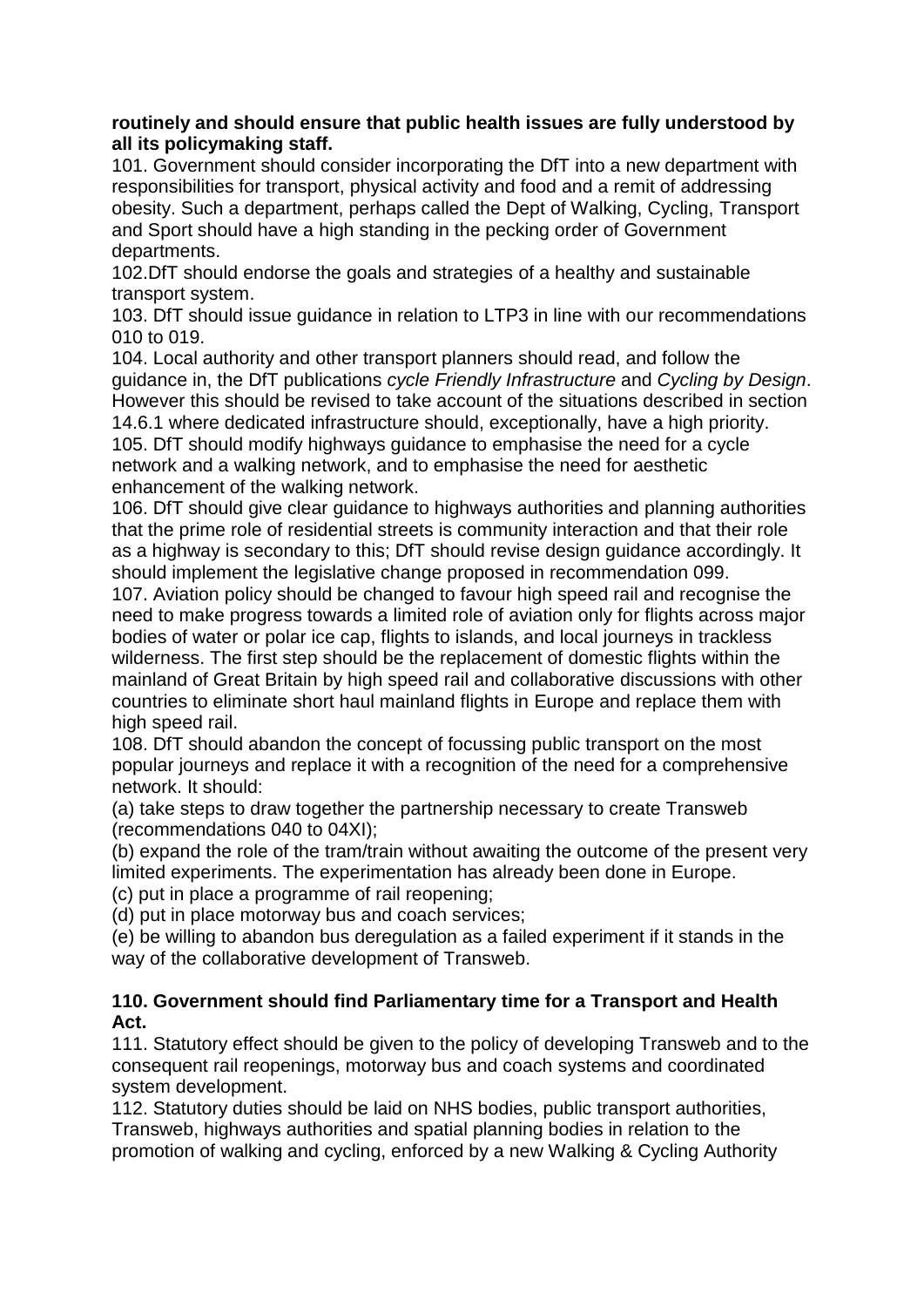**routinely and should ensure that public health issues are fully understood by all its policymaking staff.**

101. Government should consider incorporating the DfT into a new department with responsibilities for transport, physical activity and food and a remit of addressing obesity. Such a department, perhaps called the Dept of Walking, Cycling, Transport and Sport should have a high standing in the pecking order of Government departments.

102.DfT should endorse the goals and strategies of a healthy and sustainable transport system.

103. DfT should issue guidance in relation to LTP3 in line with our recommendations 010 to 019.

104. Local authority and other transport planners should read, and follow the guidance in, the DfT publications *cycle Friendly Infrastructure* and *Cycling by Design*. However this should be revised to take account of the situations described in section 14.6.1 where dedicated infrastructure should, exceptionally, have a high priority.

105. DfT should modify highways guidance to emphasise the need for a cycle network and a walking network, and to emphasise the need for aesthetic enhancement of the walking network.

106. DfT should give clear guidance to highways authorities and planning authorities that the prime role of residential streets is community interaction and that their role as a highway is secondary to this; DfT should revise design guidance accordingly. It should implement the legislative change proposed in recommendation 099.

107. Aviation policy should be changed to favour high speed rail and recognise the need to make progress towards a limited role of aviation only for flights across major bodies of water or polar ice cap, flights to islands, and local journeys in trackless wilderness. The first step should be the replacement of domestic flights within the mainland of Great Britain by high speed rail and collaborative discussions with other countries to eliminate short haul mainland flights in Europe and replace them with high speed rail.

108. DfT should abandon the concept of focussing public transport on the most popular journeys and replace it with a recognition of the need for a comprehensive network. It should:

(a) take steps to draw together the partnership necessary to create Transweb (recommendations 040 to 04XI);

(b) expand the role of the tram/train without awaiting the outcome of the present very limited experiments. The experimentation has already been done in Europe.

(c) put in place a programme of rail reopening;

(d) put in place motorway bus and coach services;

(e) be willing to abandon bus deregulation as a failed experiment if it stands in the way of the collaborative development of Transweb.

**110. Government should find Parliamentary time for a Transport and Health Act.**

111. Statutory effect should be given to the policy of developing Transweb and to the consequent rail reopenings, motorway bus and coach systems and coordinated system development.

112. Statutory duties should be laid on NHS bodies, public transport authorities, Transweb, highways authorities and spatial planning bodies in relation to the promotion of walking and cycling, enforced by a new Walking & Cycling Authority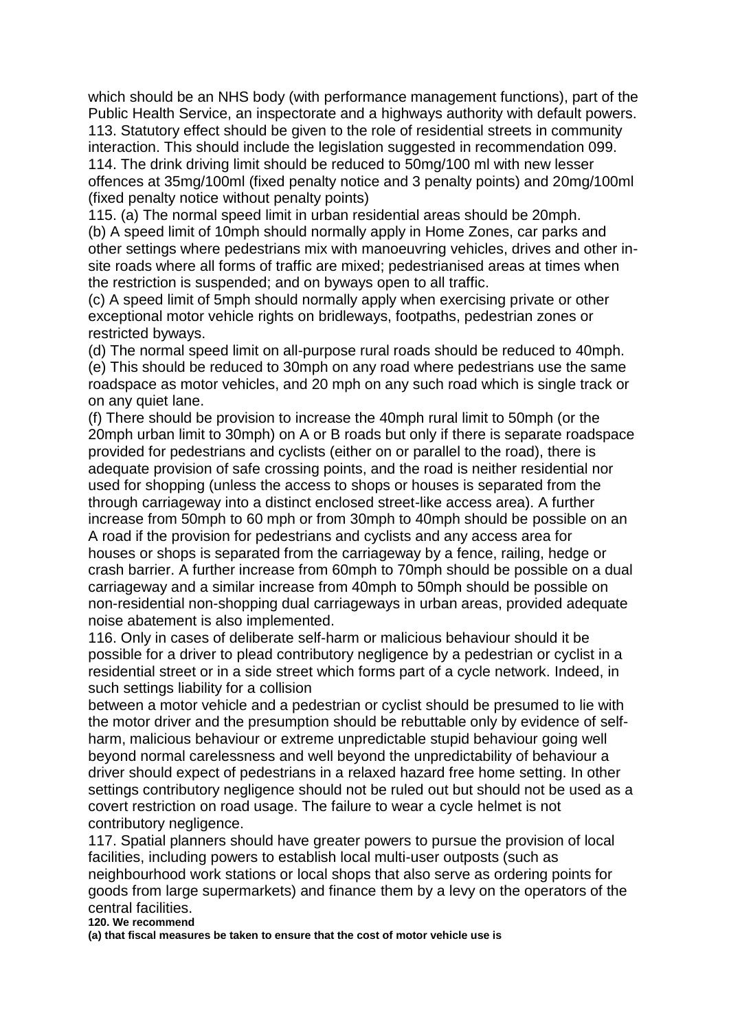which should be an NHS body (with performance management functions), part of the Public Health Service, an inspectorate and a highways authority with default powers.

113. Statutory effect should be given to the role of residential streets in community interaction. This should include the legislation suggested in recommendation 099.

114. The drink driving limit should be reduced to 50mg/100 ml with new lesser offences at 35mg/100ml (fixed penalty notice and 3 penalty points) and 20mg/100ml (fixed penalty notice without penalty points)

115. (a) The normal speed limit in urban residential areas should be 20mph.

(b) A speed limit of 10mph should normally apply in Home Zones, car parks and other settings where pedestrians mix with manoeuvring vehicles, drives and other in-site roads where all forms of traffic are mixed; pedestrianised areas at times when the restriction is suspended; and on byways open to all traffic.

(c) A speed limit of 5mph should normally apply when exercising private or other exceptional motor vehicle rights on bridleways, footpaths, pedestrian zones or restricted byways.

(d) The normal speed limit on all-purpose rural roads should be reduced to 40mph.

(e) This should be reduced to 30mph on any road where pedestrians use the same roadspace as motor vehicles, and 20 mph on any such road which is single track or on any quiet lane.

(f) There should be provision to increase the 40mph rural limit to 50mph (or the 20mph urban limit to 30mph) on A or B roads but only if there is separate roadspace provided for pedestrians and cyclists (either on or parallel to the road), there is adequate provision of safe crossing points, and the road is neither residential nor used for shopping (unless the access to shops or houses is separated from the through carriageway into a distinct enclosed street-like access area). A further increase from 50mph to 60 mph or from 30mph to 40mph should be possible on an A road if the provision for pedestrians and cyclists and any access area for houses or shops is separated from the carriageway by a fence, railing, hedge or crash barrier. A further increase from 60mph to 70mph should be possible on a dual carriageway and a similar increase from 40mph to 50mph should be possible on non-residential non-shopping dual carriageways in urban areas, provided adequate noise abatement is also implemented.

116. Only in cases of deliberate self-harm or malicious behaviour should it be possible for a driver to plead contributory negligence by a pedestrian or cyclist in a residential street or in a side street which forms part of a cycle network. Indeed, in such settings liability for a collision between a motor vehicle and a pedestrian or cyclist should be presumed to lie with the motor driver and the presumption should be rebuttable only by evidence of self-harm, malicious behaviour or extreme unpredictable stupid behaviour going well beyond normal carelessness and well beyond the unpredictability of behaviour a driver should expect of pedestrians in a relaxed hazard free home setting. In other settings contributory negligence should not be ruled out but should not be used as a covert restriction on road usage. The failure to wear a cycle helmet is not contributory negligence.

117. Spatial planners should have greater powers to pursue the provision of local facilities, including powers to establish local multi-user outposts (such as neighbourhood work stations or local shops that also serve as ordering points for goods from large supermarkets) and finance them by a levy on the operators of the central facilities.

**120. We recommend**

**(a) that fiscal measures be taken to ensure that the cost of motor vehicle use is**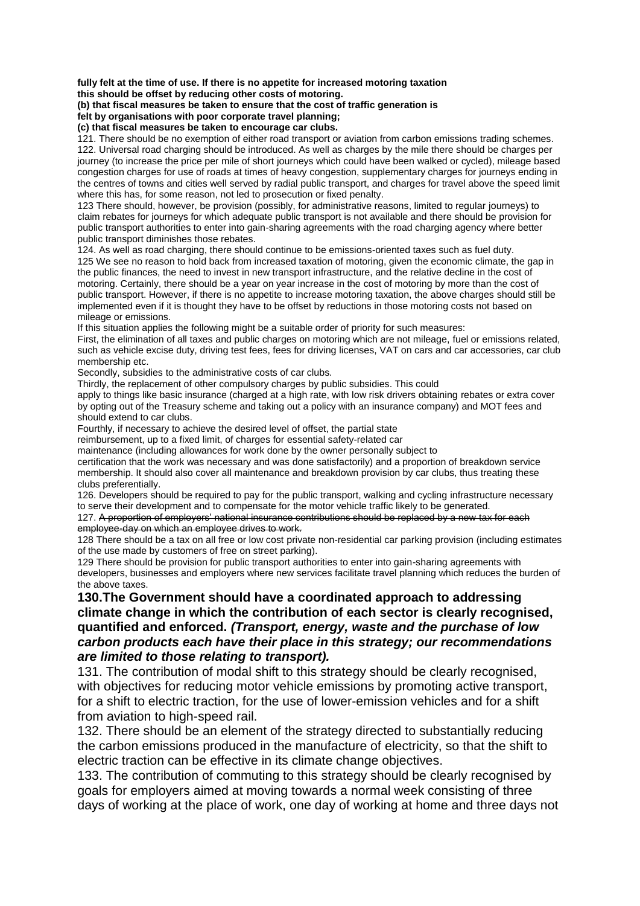**fully felt at the time of use. If there is no appetite for increased motoring taxation this should be offset by reducing other costs of motoring.**
**(b) that fiscal measures be taken to ensure that the cost of traffic generation is felt by organisations with poor corporate travel planning;**
**(c) that fiscal measures be taken to encourage car clubs.**

121. There should be no exemption of either road transport or aviation from carbon emissions trading schemes.

122. Universal road charging should be introduced. As well as charges by the mile there should be charges per journey (to increase the price per mile of short journeys which could have been walked or cycled), mileage based congestion charges for use of roads at times of heavy congestion, supplementary charges for journeys ending in the centres of towns and cities well served by radial public transport, and charges for travel above the speed limit where this has, for some reason, not led to prosecution or fixed penalty.

123 There should, however, be provision (possibly, for administrative reasons, limited to regular journeys) to claim rebates for journeys for which adequate public transport is not available and there should be provision for public transport authorities to enter into gain-sharing agreements with the road charging agency where better public transport diminishes those rebates.

124. As well as road charging, there should continue to be emissions-oriented taxes such as fuel duty.

125 We see no reason to hold back from increased taxation of motoring, given the economic climate, the gap in the public finances, the need to invest in new transport infrastructure, and the relative decline in the cost of motoring. Certainly, there should be a year on year increase in the cost of motoring by more than the cost of public transport. However, if there is no appetite to increase motoring taxation, the above charges should still be implemented even if it is thought they have to be offset by reductions in those motoring costs not based on mileage or emissions.

If this situation applies the following might be a suitable order of priority for such measures:

First, the elimination of all taxes and public charges on motoring which are not mileage, fuel or emissions related, such as vehicle excise duty, driving test fees, fees for driving licenses, VAT on cars and car accessories, car club membership etc.

Secondly, subsidies to the administrative costs of car clubs.

Thirdly, the replacement of other compulsory charges by public subsidies. This could apply to things like basic insurance (charged at a high rate, with low risk drivers obtaining rebates or extra cover by opting out of the Treasury scheme and taking out a policy with an insurance company) and MOT fees and should extend to car clubs.

Fourthly, if necessary to achieve the desired level of offset, the partial state reimbursement, up to a fixed limit, of charges for essential safety-related car maintenance (including allowances for work done by the owner personally subject to certification that the work was necessary and was done satisfactorily) and a proportion of breakdown service membership. It should also cover all maintenance and breakdown provision by car clubs, thus treating these clubs preferentially.

126. Developers should be required to pay for the public transport, walking and cycling infrastructure necessary to serve their development and to compensate for the motor vehicle traffic likely to be generated.

127. ~~A proportion of employers' national insurance contributions should be replaced by a new tax for each employee-day on which an employee drives to work.~~

128 There should be a tax on all free or low cost private non-residential car parking provision (including estimates of the use made by customers of free on street parking).

129 There should be provision for public transport authorities to enter into gain-sharing agreements with developers, businesses and employers where new services facilitate travel planning which reduces the burden of the above taxes.

**130.The Government should have a coordinated approach to addressing climate change in which the contribution of each sector is clearly recognised, quantified and enforced.** ***(Transport, energy, waste and the purchase of low carbon products each have their place in this strategy; our recommendations are limited to those relating to transport).***

131. The contribution of modal shift to this strategy should be clearly recognised, with objectives for reducing motor vehicle emissions by promoting active transport, for a shift to electric traction, for the use of lower-emission vehicles and for a shift from aviation to high-speed rail.

132. There should be an element of the strategy directed to substantially reducing the carbon emissions produced in the manufacture of electricity, so that the shift to electric traction can be effective in its climate change objectives.

133. The contribution of commuting to this strategy should be clearly recognised by goals for employers aimed at moving towards a normal week consisting of three days of working at the place of work, one day of working at home and three days not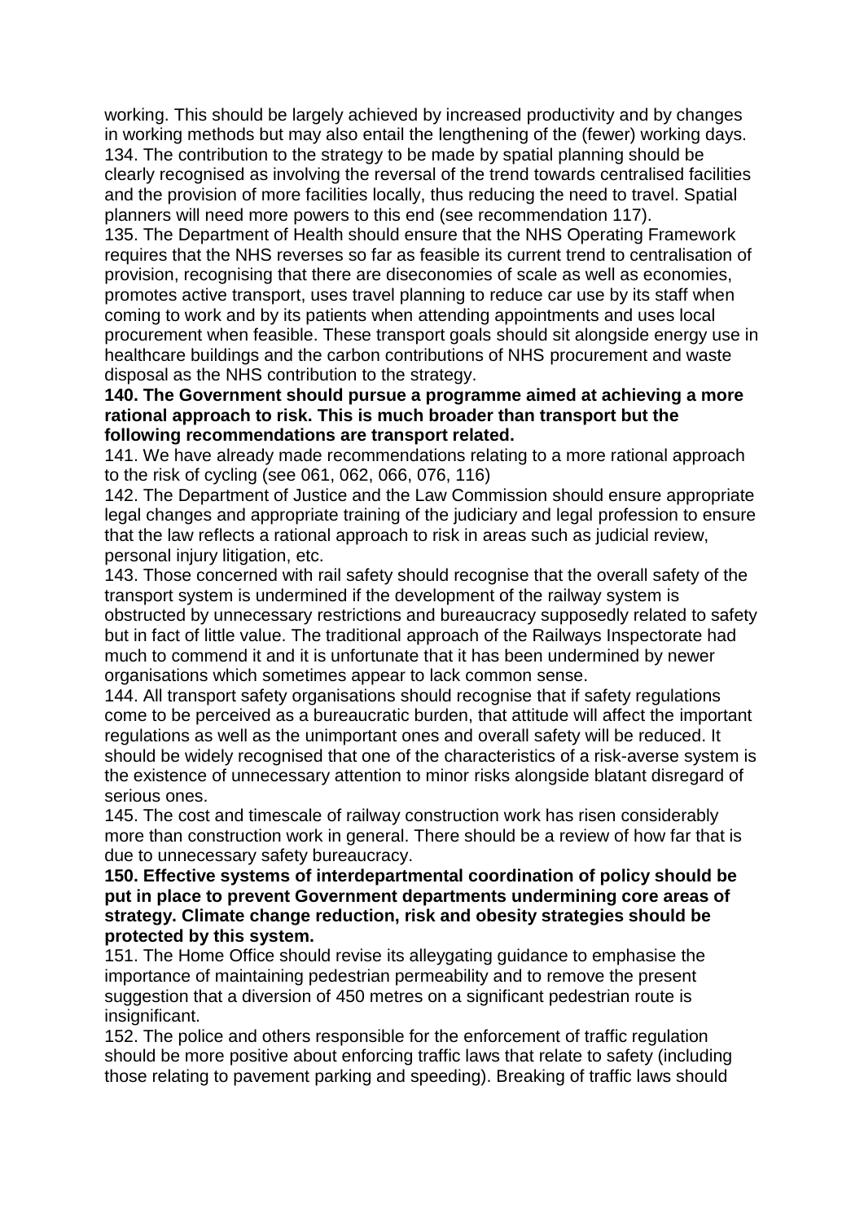working. This should be largely achieved by increased productivity and by changes in working methods but may also entail the lengthening of the (fewer) working days.

134. The contribution to the strategy to be made by spatial planning should be clearly recognised as involving the reversal of the trend towards centralised facilities and the provision of more facilities locally, thus reducing the need to travel. Spatial planners will need more powers to this end (see recommendation 117).

135. The Department of Health should ensure that the NHS Operating Framework requires that the NHS reverses so far as feasible its current trend to centralisation of provision, recognising that there are diseconomies of scale as well as economies, promotes active transport, uses travel planning to reduce car use by its staff when coming to work and by its patients when attending appointments and uses local procurement when feasible. These transport goals should sit alongside energy use in healthcare buildings and the carbon contributions of NHS procurement and waste disposal as the NHS contribution to the strategy.

**140. The Government should pursue a programme aimed at achieving a more rational approach to risk. This is much broader than transport but the following recommendations are transport related.**

141. We have already made recommendations relating to a more rational approach to the risk of cycling (see 061, 062, 066, 076, 116)

142. The Department of Justice and the Law Commission should ensure appropriate legal changes and appropriate training of the judiciary and legal profession to ensure that the law reflects a rational approach to risk in areas such as judicial review, personal injury litigation, etc.

143. Those concerned with rail safety should recognise that the overall safety of the transport system is undermined if the development of the railway system is obstructed by unnecessary restrictions and bureaucracy supposedly related to safety but in fact of little value. The traditional approach of the Railways Inspectorate had much to commend it and it is unfortunate that it has been undermined by newer organisations which sometimes appear to lack common sense.

144. All transport safety organisations should recognise that if safety regulations come to be perceived as a bureaucratic burden, that attitude will affect the important regulations as well as the unimportant ones and overall safety will be reduced. It should be widely recognised that one of the characteristics of a risk-averse system is the existence of unnecessary attention to minor risks alongside blatant disregard of serious ones.

145. The cost and timescale of railway construction work has risen considerably more than construction work in general. There should be a review of how far that is due to unnecessary safety bureaucracy.

**150. Effective systems of interdepartmental coordination of policy should be put in place to prevent Government departments undermining core areas of strategy. Climate change reduction, risk and obesity strategies should be protected by this system.**

151. The Home Office should revise its alleygating guidance to emphasise the importance of maintaining pedestrian permeability and to remove the present suggestion that a diversion of 450 metres on a significant pedestrian route is insignificant.

152. The police and others responsible for the enforcement of traffic regulation should be more positive about enforcing traffic laws that relate to safety (including those relating to pavement parking and speeding). Breaking of traffic laws should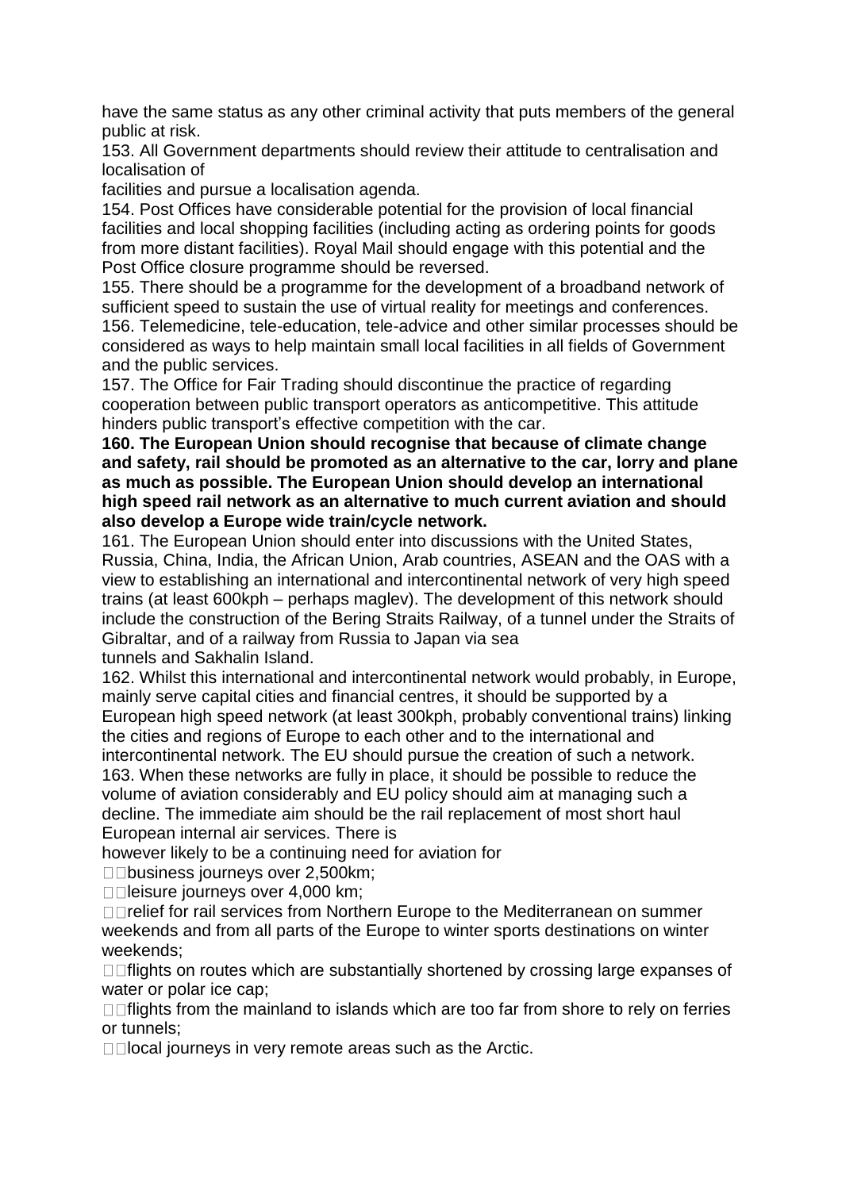have the same status as any other criminal activity that puts members of the general public at risk.

153. All Government departments should review their attitude to centralisation and localisation of facilities and pursue a localisation agenda.

154. Post Offices have considerable potential for the provision of local financial facilities and local shopping facilities (including acting as ordering points for goods from more distant facilities). Royal Mail should engage with this potential and the Post Office closure programme should be reversed.

155. There should be a programme for the development of a broadband network of sufficient speed to sustain the use of virtual reality for meetings and conferences.

156. Telemedicine, tele-education, tele-advice and other similar processes should be considered as ways to help maintain small local facilities in all fields of Government and the public services.

157. The Office for Fair Trading should discontinue the practice of regarding cooperation between public transport operators as anticompetitive. This attitude hinders public transport's effective competition with the car.

**160. The European Union should recognise that because of climate change and safety, rail should be promoted as an alternative to the car, lorry and plane as much as possible. The European Union should develop an international high speed rail network as an alternative to much current aviation and should also develop a Europe wide train/cycle network.**

161. The European Union should enter into discussions with the United States, Russia, China, India, the African Union, Arab countries, ASEAN and the OAS with a view to establishing an international and intercontinental network of very high speed trains (at least 600kph – perhaps maglev). The development of this network should include the construction of the Bering Straits Railway, of a tunnel under the Straits of Gibraltar, and of a railway from Russia to Japan via sea tunnels and Sakhalin Island.

162. Whilst this international and intercontinental network would probably, in Europe, mainly serve capital cities and financial centres, it should be supported by a European high speed network (at least 300kph, probably conventional trains) linking the cities and regions of Europe to each other and to the international and intercontinental network. The EU should pursue the creation of such a network.

163. When these networks are fully in place, it should be possible to reduce the volume of aviation considerably and EU policy should aim at managing such a decline. The immediate aim should be the rail replacement of most short haul European internal air services. There is however likely to be a continuing need for aviation for

- business journeys over 2,500km;
- leisure journeys over 4,000 km;
- relief for rail services from Northern Europe to the Mediterranean on summer weekends and from all parts of the Europe to winter sports destinations on winter weekends;
- flights on routes which are substantially shortened by crossing large expanses of water or polar ice cap;
- flights from the mainland to islands which are too far from shore to rely on ferries or tunnels;
- local journeys in very remote areas such as the Arctic.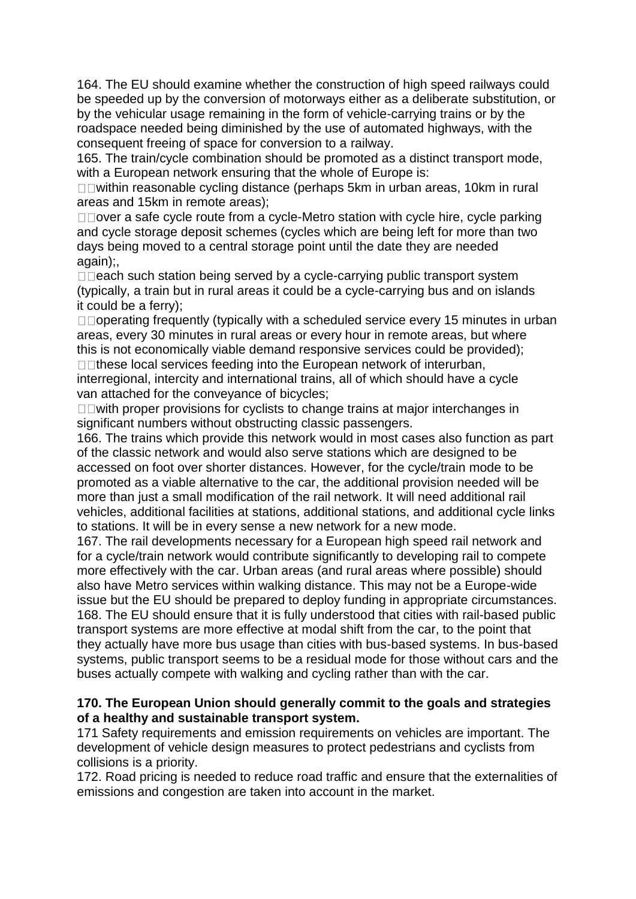164. The EU should examine whether the construction of high speed railways could be speeded up by the conversion of motorways either as a deliberate substitution, or by the vehicular usage remaining in the form of vehicle-carrying trains or by the roadspace needed being diminished by the use of automated highways, with the consequent freeing of space for conversion to a railway.

165. The train/cycle combination should be promoted as a distinct transport mode, with a European network ensuring that the whole of Europe is:

- within reasonable cycling distance (perhaps 5km in urban areas, 10km in rural areas and 15km in remote areas);
- over a safe cycle route from a cycle-Metro station with cycle hire, cycle parking and cycle storage deposit schemes (cycles which are being left for more than two days being moved to a central storage point until the date they are needed again);,
- each such station being served by a cycle-carrying public transport system (typically, a train but in rural areas it could be a cycle-carrying bus and on islands it could be a ferry);
- operating frequently (typically with a scheduled service every 15 minutes in urban areas, every 30 minutes in rural areas or every hour in remote areas, but where this is not economically viable demand responsive services could be provided);
- these local services feeding into the European network of interurban, interregional, intercity and international trains, all of which should have a cycle van attached for the conveyance of bicycles;
- with proper provisions for cyclists to change trains at major interchanges in significant numbers without obstructing classic passengers.

166. The trains which provide this network would in most cases also function as part of the classic network and would also serve stations which are designed to be accessed on foot over shorter distances. However, for the cycle/train mode to be promoted as a viable alternative to the car, the additional provision needed will be more than just a small modification of the rail network. It will need additional rail vehicles, additional facilities at stations, additional stations, and additional cycle links to stations. It will be in every sense a new network for a new mode.

167. The rail developments necessary for a European high speed rail network and for a cycle/train network would contribute significantly to developing rail to compete more effectively with the car. Urban areas (and rural areas where possible) should also have Metro services within walking distance. This may not be a Europe-wide issue but the EU should be prepared to deploy funding in appropriate circumstances.

168. The EU should ensure that it is fully understood that cities with rail-based public transport systems are more effective at modal shift from the car, to the point that they actually have more bus usage than cities with bus-based systems. In bus-based systems, public transport seems to be a residual mode for those without cars and the buses actually compete with walking and cycling rather than with the car.

**170. The European Union should generally commit to the goals and strategies of a healthy and sustainable transport system.**

171 Safety requirements and emission requirements on vehicles are important. The development of vehicle design measures to protect pedestrians and cyclists from collisions is a priority.

172. Road pricing is needed to reduce road traffic and ensure that the externalities of emissions and congestion are taken into account in the market.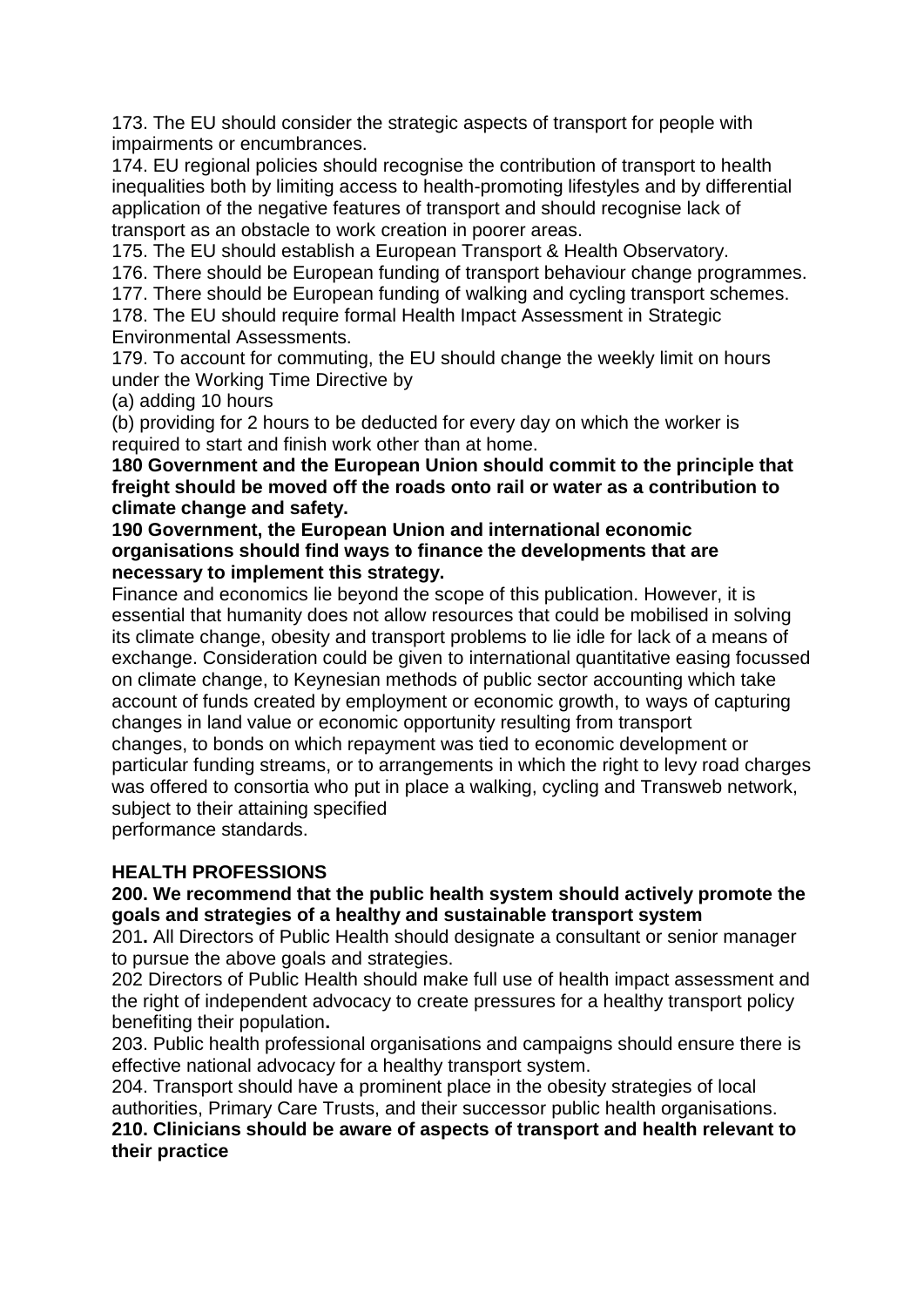173. The EU should consider the strategic aspects of transport for people with impairments or encumbrances.

174. EU regional policies should recognise the contribution of transport to health inequalities both by limiting access to health-promoting lifestyles and by differential application of the negative features of transport and should recognise lack of transport as an obstacle to work creation in poorer areas.

175. The EU should establish a European Transport & Health Observatory.

176. There should be European funding of transport behaviour change programmes.

177. There should be European funding of walking and cycling transport schemes.

178. The EU should require formal Health Impact Assessment in Strategic Environmental Assessments.

179. To account for commuting, the EU should change the weekly limit on hours under the Working Time Directive by

(a) adding 10 hours

(b) providing for 2 hours to be deducted for every day on which the worker is required to start and finish work other than at home.

**180 Government and the European Union should commit to the principle that freight should be moved off the roads onto rail or water as a contribution to climate change and safety.**

**190 Government, the European Union and international economic organisations should find ways to finance the developments that are necessary to implement this strategy.**

Finance and economics lie beyond the scope of this publication. However, it is essential that humanity does not allow resources that could be mobilised in solving its climate change, obesity and transport problems to lie idle for lack of a means of exchange. Consideration could be given to international quantitative easing focussed on climate change, to Keynesian methods of public sector accounting which take account of funds created by employment or economic growth, to ways of capturing changes in land value or economic opportunity resulting from transport changes, to bonds on which repayment was tied to economic development or particular funding streams, or to arrangements in which the right to levy road charges was offered to consortia who put in place a walking, cycling and Transweb network, subject to their attaining specified performance standards.

## HEALTH PROFESSIONS

**200. We recommend that the public health system should actively promote the goals and strategies of a healthy and sustainable transport system**

201**.** All Directors of Public Health should designate a consultant or senior manager to pursue the above goals and strategies.

202 Directors of Public Health should make full use of health impact assessment and the right of independent advocacy to create pressures for a healthy transport policy benefiting their population**.**

203. Public health professional organisations and campaigns should ensure there is effective national advocacy for a healthy transport system.

204. Transport should have a prominent place in the obesity strategies of local authorities, Primary Care Trusts, and their successor public health organisations.

**210. Clinicians should be aware of aspects of transport and health relevant to their practice**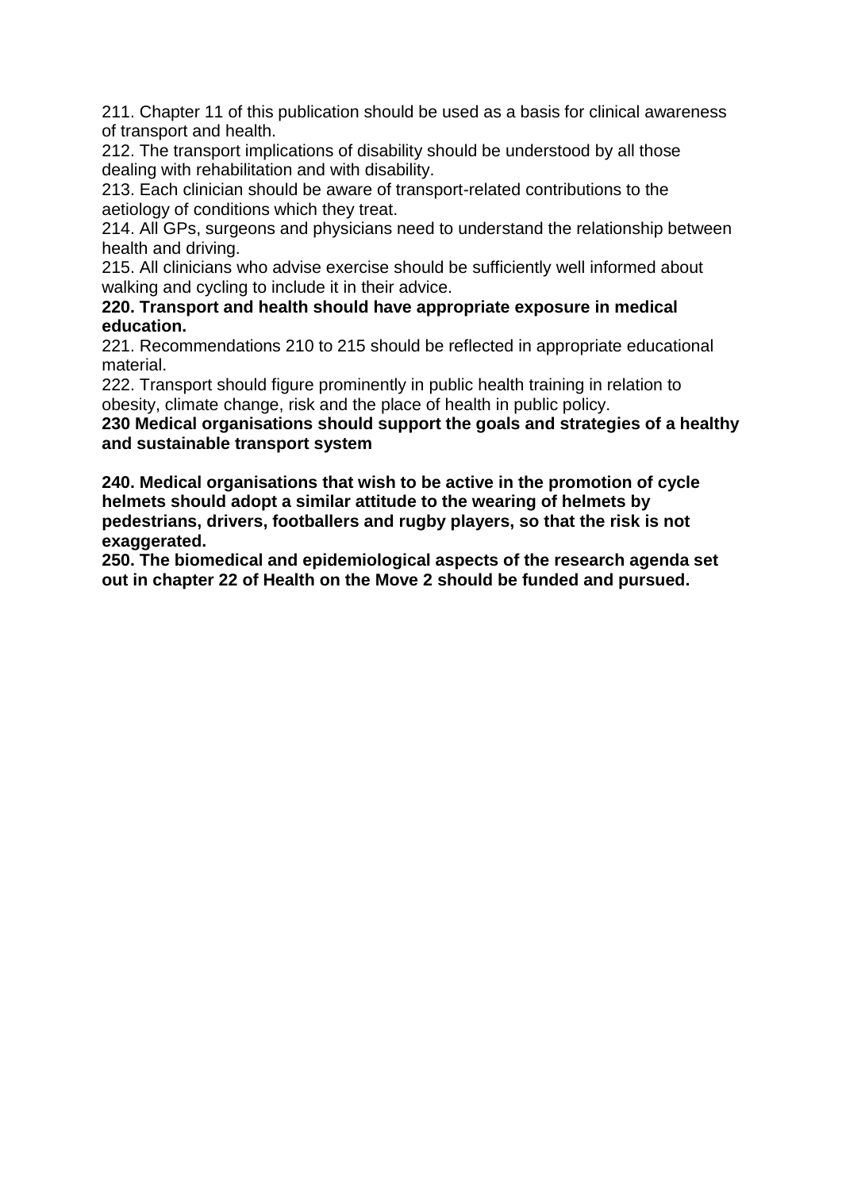211. Chapter 11 of this publication should be used as a basis for clinical awareness of transport and health.

212. The transport implications of disability should be understood by all those dealing with rehabilitation and with disability.

213. Each clinician should be aware of transport-related contributions to the aetiology of conditions which they treat.

214. All GPs, surgeons and physicians need to understand the relationship between health and driving.

215. All clinicians who advise exercise should be sufficiently well informed about walking and cycling to include it in their advice.

**220. Transport and health should have appropriate exposure in medical education.**

221. Recommendations 210 to 215 should be reflected in appropriate educational material.

222. Transport should figure prominently in public health training in relation to obesity, climate change, risk and the place of health in public policy.

**230 Medical organisations should support the goals and strategies of a healthy and sustainable transport system**

**240. Medical organisations that wish to be active in the promotion of cycle helmets should adopt a similar attitude to the wearing of helmets by pedestrians, drivers, footballers and rugby players, so that the risk is not exaggerated.**

**250. The biomedical and epidemiological aspects of the research agenda set out in chapter 22 of Health on the Move 2 should be funded and pursued.**